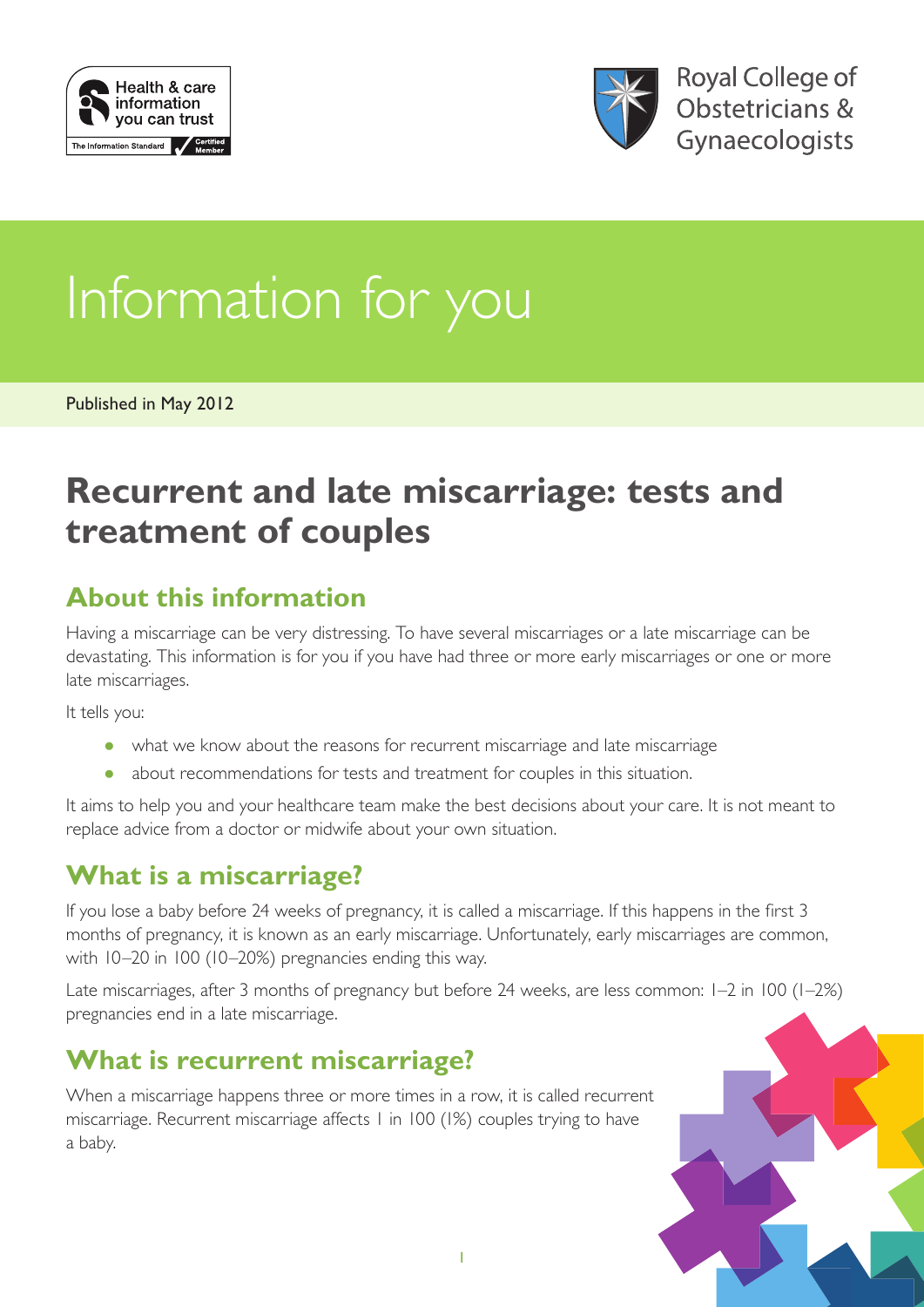Health & care information you can trust

The Information Standard Certified Member

Royal College of Obstetricians & Gynaecologists

# Information for you

Published in May 2012

# Recurrent and late miscarriage: tests and treatment of couples

## About this information

Having a miscarriage can be very distressing. To have several miscarriages or a late miscarriage can be devastating. This information is for you if you have had three or more early miscarriages or one or more late miscarriages.

It tells you:

- what we know about the reasons for recurrent miscarriage and late miscarriage
- about recommendations for tests and treatment for couples in this situation.

It aims to help you and your healthcare team make the best decisions about your care. It is not meant to replace advice from a doctor or midwife about your own situation.

## What is a miscarriage?

If you lose a baby before 24 weeks of pregnancy, it is called a miscarriage. If this happens in the first 3 months of pregnancy, it is known as an early miscarriage. Unfortunately, early miscarriages are common, with 10–20 in 100 (10–20%) pregnancies ending this way.

Late miscarriages, after 3 months of pregnancy but before 24 weeks, are less common: 1–2 in 100 (1–2%) pregnancies end in a late miscarriage.

## What is recurrent miscarriage?

When a miscarriage happens three or more times in a row, it is called recurrent miscarriage. Recurrent miscarriage affects 1 in 100 (1%) couples trying to have a baby.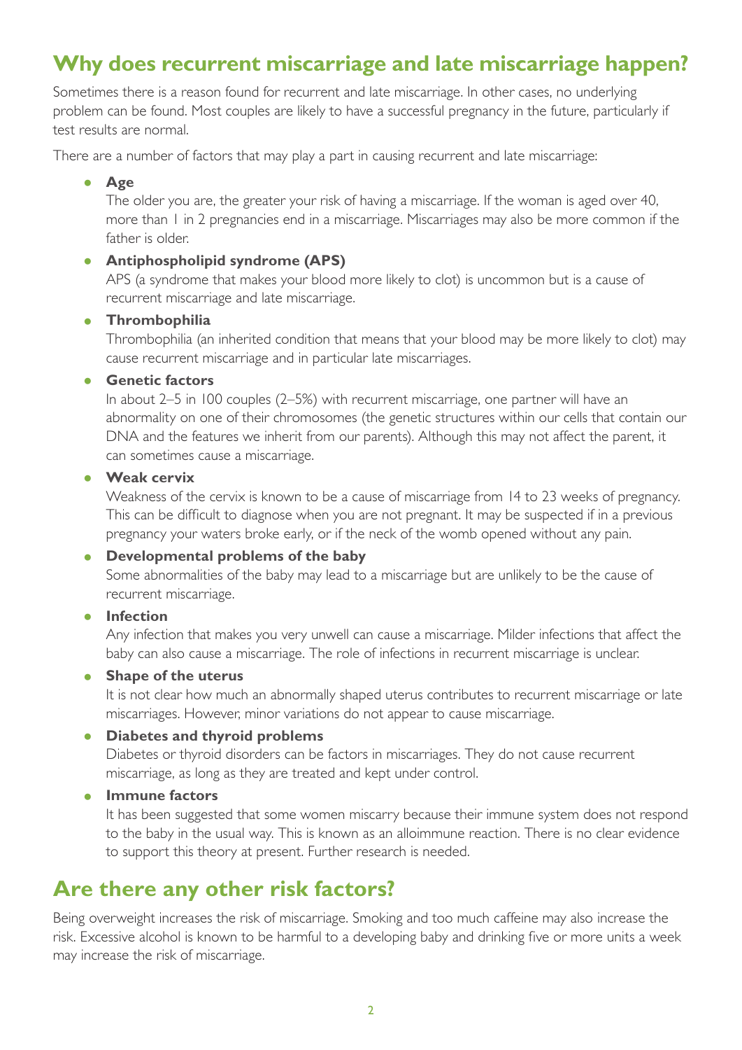## Why does recurrent miscarriage and late miscarriage happen?

Sometimes there is a reason found for recurrent and late miscarriage. In other cases, no underlying problem can be found. Most couples are likely to have a successful pregnancy in the future, particularly if test results are normal.

There are a number of factors that may play a part in causing recurrent and late miscarriage:

- **Age**
  The older you are, the greater your risk of having a miscarriage. If the woman is aged over 40, more than 1 in 2 pregnancies end in a miscarriage. Miscarriages may also be more common if the father is older.
- **Antiphospholipid syndrome (APS)**
  APS (a syndrome that makes your blood more likely to clot) is uncommon but is a cause of recurrent miscarriage and late miscarriage.
- **Thrombophilia**
  Thrombophilia (an inherited condition that means that your blood may be more likely to clot) may cause recurrent miscarriage and in particular late miscarriages.
- **Genetic factors**
  In about 2–5 in 100 couples (2–5%) with recurrent miscarriage, one partner will have an abnormality on one of their chromosomes (the genetic structures within our cells that contain our DNA and the features we inherit from our parents). Although this may not affect the parent, it can sometimes cause a miscarriage.
- **Weak cervix**
  Weakness of the cervix is known to be a cause of miscarriage from 14 to 23 weeks of pregnancy. This can be difficult to diagnose when you are not pregnant. It may be suspected if in a previous pregnancy your waters broke early, or if the neck of the womb opened without any pain.
- **Developmental problems of the baby**
  Some abnormalities of the baby may lead to a miscarriage but are unlikely to be the cause of recurrent miscarriage.
- **Infection**
  Any infection that makes you very unwell can cause a miscarriage. Milder infections that affect the baby can also cause a miscarriage. The role of infections in recurrent miscarriage is unclear.
- **Shape of the uterus**
  It is not clear how much an abnormally shaped uterus contributes to recurrent miscarriage or late miscarriages. However, minor variations do not appear to cause miscarriage.
- **Diabetes and thyroid problems**
  Diabetes or thyroid disorders can be factors in miscarriages. They do not cause recurrent miscarriage, as long as they are treated and kept under control.
- **Immune factors**
  It has been suggested that some women miscarry because their immune system does not respond to the baby in the usual way. This is known as an alloimmune reaction. There is no clear evidence to support this theory at present. Further research is needed.

## Are there any other risk factors?

Being overweight increases the risk of miscarriage. Smoking and too much caffeine may also increase the risk. Excessive alcohol is known to be harmful to a developing baby and drinking five or more units a week may increase the risk of miscarriage.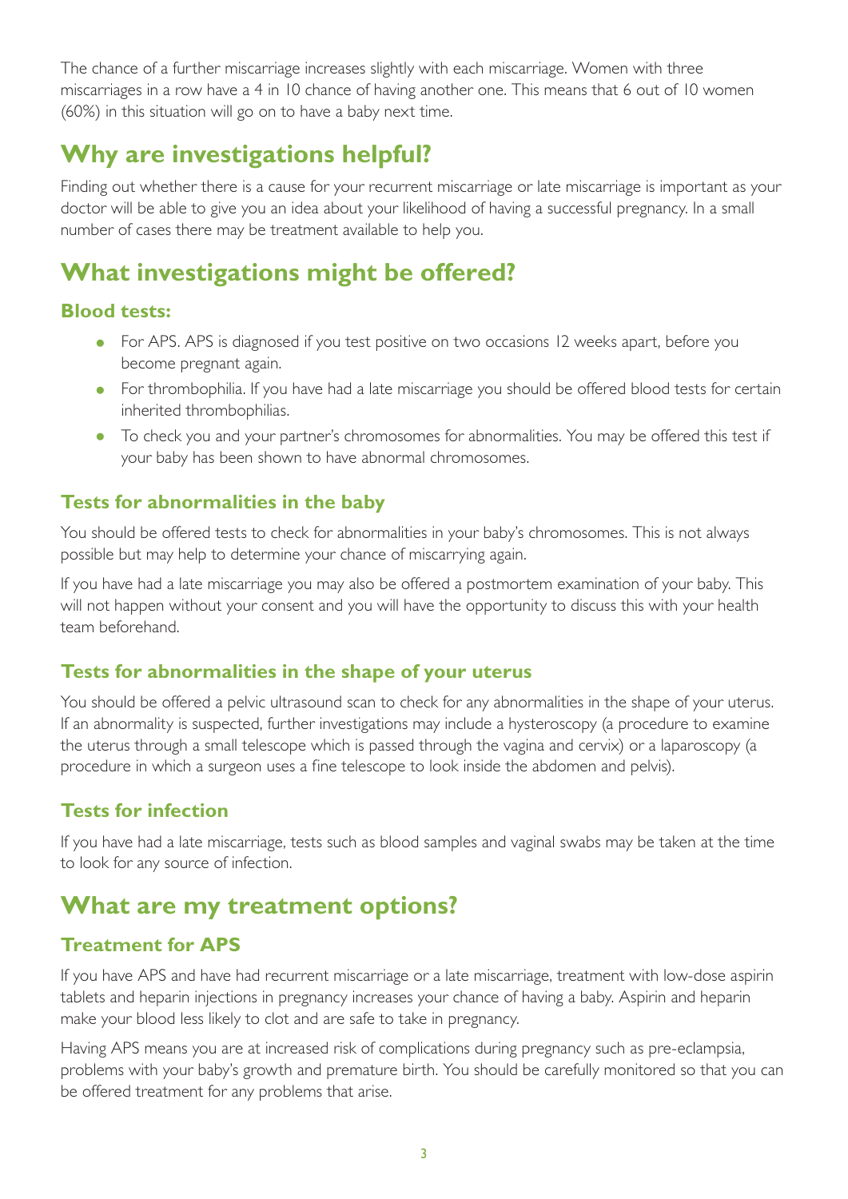The chance of a further miscarriage increases slightly with each miscarriage. Women with three miscarriages in a row have a 4 in 10 chance of having another one. This means that 6 out of 10 women (60%) in this situation will go on to have a baby next time.

## Why are investigations helpful?

Finding out whether there is a cause for your recurrent miscarriage or late miscarriage is important as your doctor will be able to give you an idea about your likelihood of having a successful pregnancy. In a small number of cases there may be treatment available to help you.

## What investigations might be offered?

### Blood tests:

- For APS. APS is diagnosed if you test positive on two occasions 12 weeks apart, before you become pregnant again.
- For thrombophilia. If you have had a late miscarriage you should be offered blood tests for certain inherited thrombophilias.
- To check you and your partner's chromosomes for abnormalities. You may be offered this test if your baby has been shown to have abnormal chromosomes.

### Tests for abnormalities in the baby

You should be offered tests to check for abnormalities in your baby's chromosomes. This is not always possible but may help to determine your chance of miscarrying again.

If you have had a late miscarriage you may also be offered a postmortem examination of your baby. This will not happen without your consent and you will have the opportunity to discuss this with your health team beforehand.

### Tests for abnormalities in the shape of your uterus

You should be offered a pelvic ultrasound scan to check for any abnormalities in the shape of your uterus. If an abnormality is suspected, further investigations may include a hysteroscopy (a procedure to examine the uterus through a small telescope which is passed through the vagina and cervix) or a laparoscopy (a procedure in which a surgeon uses a fine telescope to look inside the abdomen and pelvis).

### Tests for infection

If you have had a late miscarriage, tests such as blood samples and vaginal swabs may be taken at the time to look for any source of infection.

## What are my treatment options?

### Treatment for APS

If you have APS and have had recurrent miscarriage or a late miscarriage, treatment with low-dose aspirin tablets and heparin injections in pregnancy increases your chance of having a baby. Aspirin and heparin make your blood less likely to clot and are safe to take in pregnancy.

Having APS means you are at increased risk of complications during pregnancy such as pre-eclampsia, problems with your baby's growth and premature birth. You should be carefully monitored so that you can be offered treatment for any problems that arise.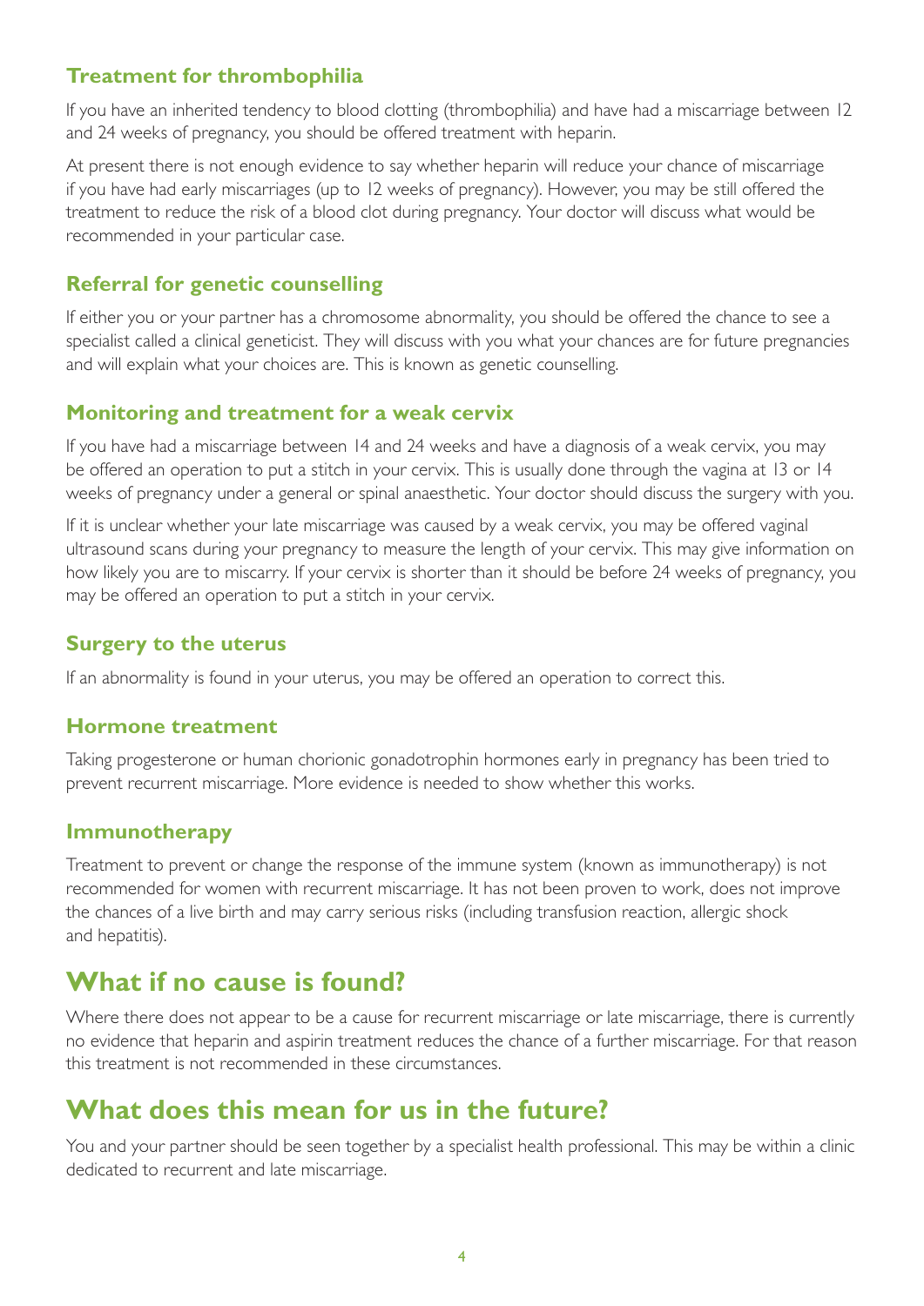### Treatment for thrombophilia

If you have an inherited tendency to blood clotting (thrombophilia) and have had a miscarriage between 12 and 24 weeks of pregnancy, you should be offered treatment with heparin.

At present there is not enough evidence to say whether heparin will reduce your chance of miscarriage if you have had early miscarriages (up to 12 weeks of pregnancy). However, you may be still offered the treatment to reduce the risk of a blood clot during pregnancy. Your doctor will discuss what would be recommended in your particular case.

### Referral for genetic counselling

If either you or your partner has a chromosome abnormality, you should be offered the chance to see a specialist called a clinical geneticist. They will discuss with you what your chances are for future pregnancies and will explain what your choices are. This is known as genetic counselling.

### Monitoring and treatment for a weak cervix

If you have had a miscarriage between 14 and 24 weeks and have a diagnosis of a weak cervix, you may be offered an operation to put a stitch in your cervix. This is usually done through the vagina at 13 or 14 weeks of pregnancy under a general or spinal anaesthetic. Your doctor should discuss the surgery with you.

If it is unclear whether your late miscarriage was caused by a weak cervix, you may be offered vaginal ultrasound scans during your pregnancy to measure the length of your cervix. This may give information on how likely you are to miscarry. If your cervix is shorter than it should be before 24 weeks of pregnancy, you may be offered an operation to put a stitch in your cervix.

### Surgery to the uterus

If an abnormality is found in your uterus, you may be offered an operation to correct this.

### Hormone treatment

Taking progesterone or human chorionic gonadotrophin hormones early in pregnancy has been tried to prevent recurrent miscarriage. More evidence is needed to show whether this works.

### Immunotherapy

Treatment to prevent or change the response of the immune system (known as immunotherapy) is not recommended for women with recurrent miscarriage. It has not been proven to work, does not improve the chances of a live birth and may carry serious risks (including transfusion reaction, allergic shock and hepatitis).

## What if no cause is found?

Where there does not appear to be a cause for recurrent miscarriage or late miscarriage, there is currently no evidence that heparin and aspirin treatment reduces the chance of a further miscarriage. For that reason this treatment is not recommended in these circumstances.

## What does this mean for us in the future?

You and your partner should be seen together by a specialist health professional. This may be within a clinic dedicated to recurrent and late miscarriage.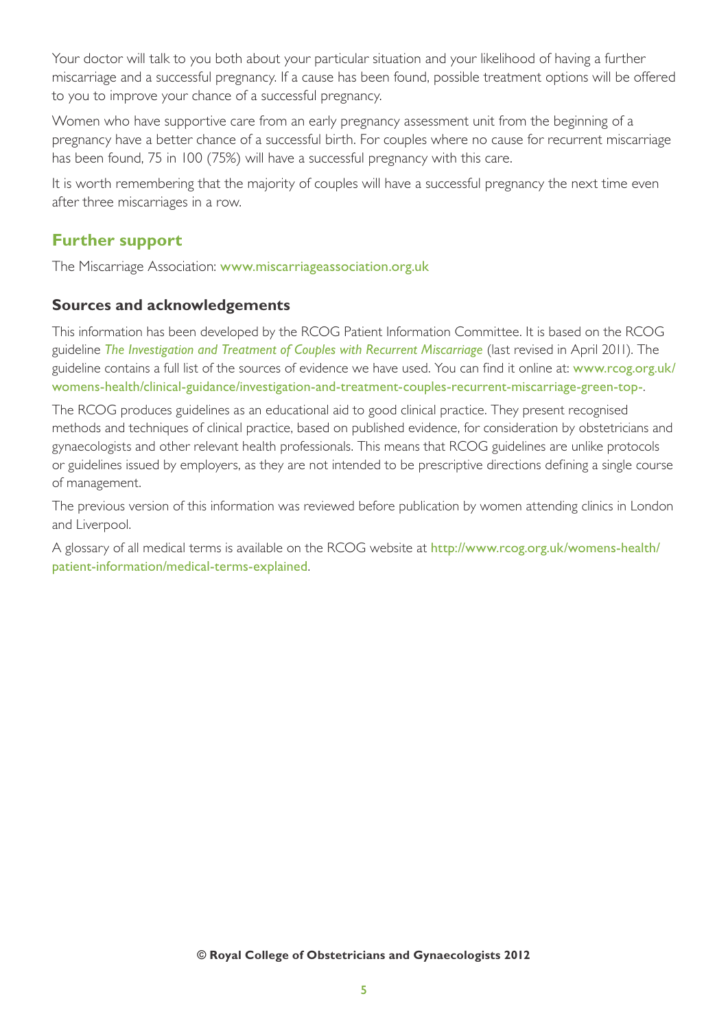Your doctor will talk to you both about your particular situation and your likelihood of having a further miscarriage and a successful pregnancy. If a cause has been found, possible treatment options will be offered to you to improve your chance of a successful pregnancy.

Women who have supportive care from an early pregnancy assessment unit from the beginning of a pregnancy have a better chance of a successful birth. For couples where no cause for recurrent miscarriage has been found, 75 in 100 (75%) will have a successful pregnancy with this care.

It is worth remembering that the majority of couples will have a successful pregnancy the next time even after three miscarriages in a row.

## Further support

The Miscarriage Association: www.miscarriageassociation.org.uk

### Sources and acknowledgements

This information has been developed by the RCOG Patient Information Committee. It is based on the RCOG guideline *The Investigation and Treatment of Couples with Recurrent Miscarriage* (last revised in April 2011). The guideline contains a full list of the sources of evidence we have used. You can find it online at: www.rcog.org.uk/womens-health/clinical-guidance/investigation-and-treatment-couples-recurrent-miscarriage-green-top-.

The RCOG produces guidelines as an educational aid to good clinical practice. They present recognised methods and techniques of clinical practice, based on published evidence, for consideration by obstetricians and gynaecologists and other relevant health professionals. This means that RCOG guidelines are unlike protocols or guidelines issued by employers, as they are not intended to be prescriptive directions defining a single course of management.

The previous version of this information was reviewed before publication by women attending clinics in London and Liverpool.

A glossary of all medical terms is available on the RCOG website at http://www.rcog.org.uk/womens-health/patient-information/medical-terms-explained.

**© Royal College of Obstetricians and Gynaecologists 2012**